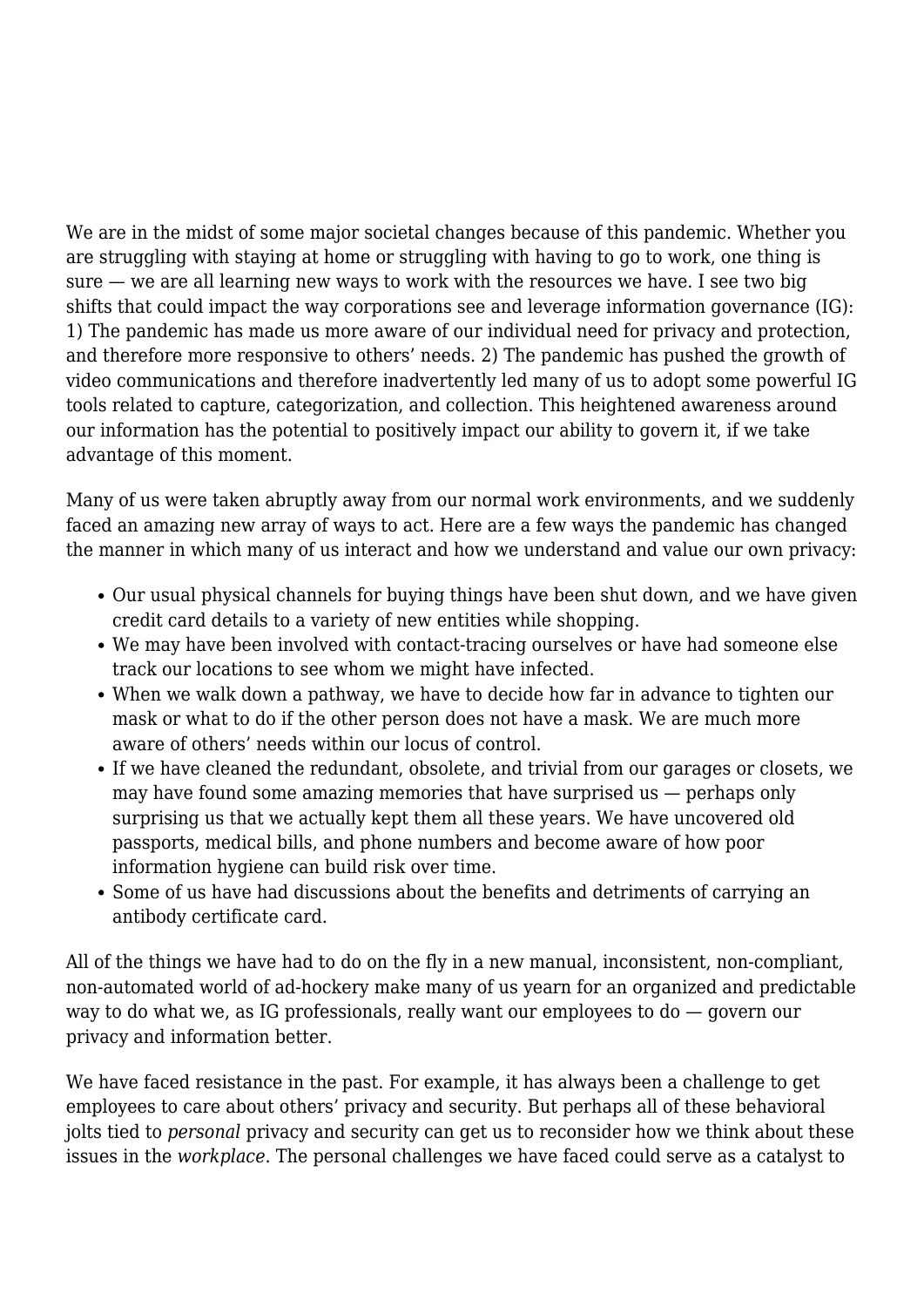We are in the midst of some major societal changes because of this pandemic. Whether you are struggling with staying at home or struggling with having to go to work, one thing is sure — we are all learning new ways to work with the resources we have. I see two big shifts that could impact the way corporations see and leverage information governance (IG): 1) The pandemic has made us more aware of our individual need for privacy and protection, and therefore more responsive to others' needs. 2) The pandemic has pushed the growth of video communications and therefore inadvertently led many of us to adopt some powerful IG tools related to capture, categorization, and collection. This heightened awareness around our information has the potential to positively impact our ability to govern it, if we take advantage of this moment.

Many of us were taken abruptly away from our normal work environments, and we suddenly faced an amazing new array of ways to act. Here are a few ways the pandemic has changed the manner in which many of us interact and how we understand and value our own privacy:

- Our usual physical channels for buying things have been shut down, and we have given credit card details to a variety of new entities while shopping.
- We may have been involved with contact-tracing ourselves or have had someone else track our locations to see whom we might have infected.
- When we walk down a pathway, we have to decide how far in advance to tighten our mask or what to do if the other person does not have a mask. We are much more aware of others' needs within our locus of control.
- If we have cleaned the redundant, obsolete, and trivial from our garages or closets, we may have found some amazing memories that have surprised us — perhaps only surprising us that we actually kept them all these years. We have uncovered old passports, medical bills, and phone numbers and become aware of how poor information hygiene can build risk over time.
- Some of us have had discussions about the benefits and detriments of carrying an antibody certificate card.

All of the things we have had to do on the fly in a new manual, inconsistent, non-compliant, non-automated world of ad-hockery make many of us yearn for an organized and predictable way to do what we, as IG professionals, really want our employees to do — govern our privacy and information better.

We have faced resistance in the past. For example, it has always been a challenge to get employees to care about others' privacy and security. But perhaps all of these behavioral jolts tied to *personal* privacy and security can get us to reconsider how we think about these issues in the *workplace*. The personal challenges we have faced could serve as a catalyst to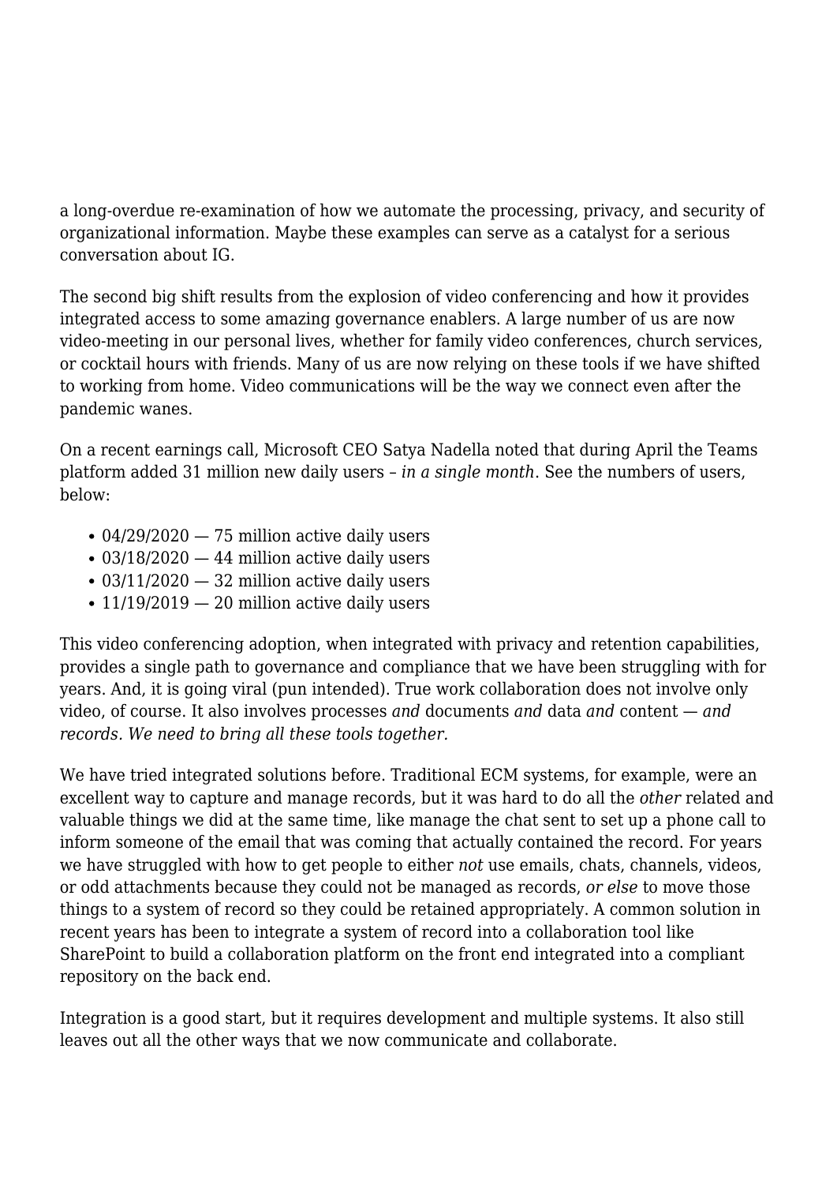a long-overdue re-examination of how we automate the processing, privacy, and security of organizational information. Maybe these examples can serve as a catalyst for a serious conversation about IG.

The second big shift results from the explosion of video conferencing and how it provides integrated access to some amazing governance enablers. A large number of us are now video-meeting in our personal lives, whether for family video conferences, church services, or cocktail hours with friends. Many of us are now relying on these tools if we have shifted to working from home. Video communications will be the way we connect even after the pandemic wanes.

On a recent earnings call, Microsoft CEO Satya Nadella noted that during April the Teams platform added 31 million new daily users – *in a single month*. See the numbers of users, below:

- 04/29/2020 — 75 million active daily users
- 03/18/2020 — 44 million active daily users
- 03/11/2020 — 32 million active daily users
- 11/19/2019 — 20 million active daily users

This video conferencing adoption, when integrated with privacy and retention capabilities, provides a single path to governance and compliance that we have been struggling with for years. And, it is going viral (pun intended). True work collaboration does not involve only video, of course. It also involves processes *and* documents *and* data *and* content — *and records. We need to bring all these tools together.*

We have tried integrated solutions before. Traditional ECM systems, for example, were an excellent way to capture and manage records, but it was hard to do all the *other* related and valuable things we did at the same time, like manage the chat sent to set up a phone call to inform someone of the email that was coming that actually contained the record. For years we have struggled with how to get people to either *not* use emails, chats, channels, videos, or odd attachments because they could not be managed as records, *or else* to move those things to a system of record so they could be retained appropriately. A common solution in recent years has been to integrate a system of record into a collaboration tool like SharePoint to build a collaboration platform on the front end integrated into a compliant repository on the back end.

Integration is a good start, but it requires development and multiple systems. It also still leaves out all the other ways that we now communicate and collaborate.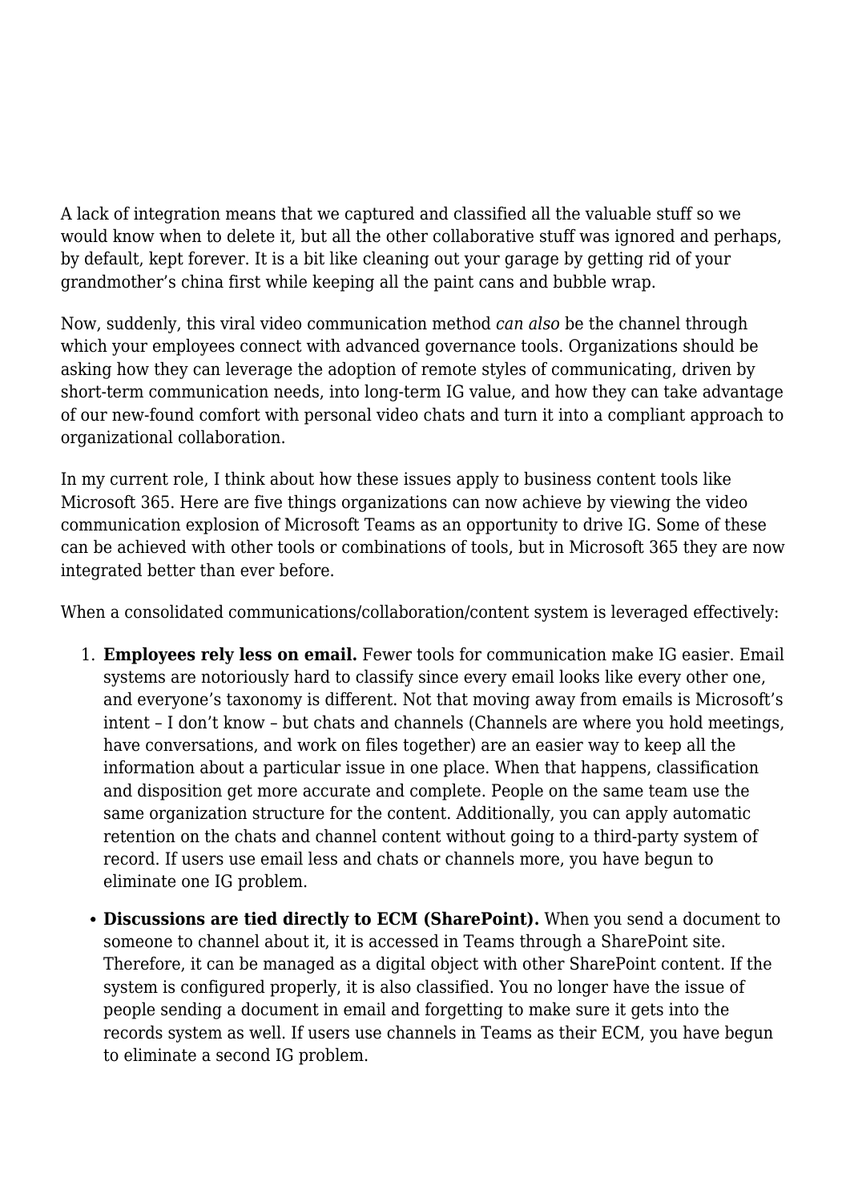A lack of integration means that we captured and classified all the valuable stuff so we would know when to delete it, but all the other collaborative stuff was ignored and perhaps, by default, kept forever. It is a bit like cleaning out your garage by getting rid of your grandmother's china first while keeping all the paint cans and bubble wrap.

Now, suddenly, this viral video communication method *can also* be the channel through which your employees connect with advanced governance tools. Organizations should be asking how they can leverage the adoption of remote styles of communicating, driven by short-term communication needs, into long-term IG value, and how they can take advantage of our new-found comfort with personal video chats and turn it into a compliant approach to organizational collaboration.

In my current role, I think about how these issues apply to business content tools like Microsoft 365. Here are five things organizations can now achieve by viewing the video communication explosion of Microsoft Teams as an opportunity to drive IG. Some of these can be achieved with other tools or combinations of tools, but in Microsoft 365 they are now integrated better than ever before.

When a consolidated communications/collaboration/content system is leveraged effectively:

1. **Employees rely less on email.** Fewer tools for communication make IG easier. Email systems are notoriously hard to classify since every email looks like every other one, and everyone's taxonomy is different. Not that moving away from emails is Microsoft's intent – I don't know – but chats and channels (Channels are where you hold meetings, have conversations, and work on files together) are an easier way to keep all the information about a particular issue in one place. When that happens, classification and disposition get more accurate and complete. People on the same team use the same organization structure for the content. Additionally, you can apply automatic retention on the chats and channel content without going to a third-party system of record. If users use email less and chats or channels more, you have begun to eliminate one IG problem.

- **Discussions are tied directly to ECM (SharePoint).** When you send a document to someone to channel about it, it is accessed in Teams through a SharePoint site. Therefore, it can be managed as a digital object with other SharePoint content. If the system is configured properly, it is also classified. You no longer have the issue of people sending a document in email and forgetting to make sure it gets into the records system as well. If users use channels in Teams as their ECM, you have begun to eliminate a second IG problem.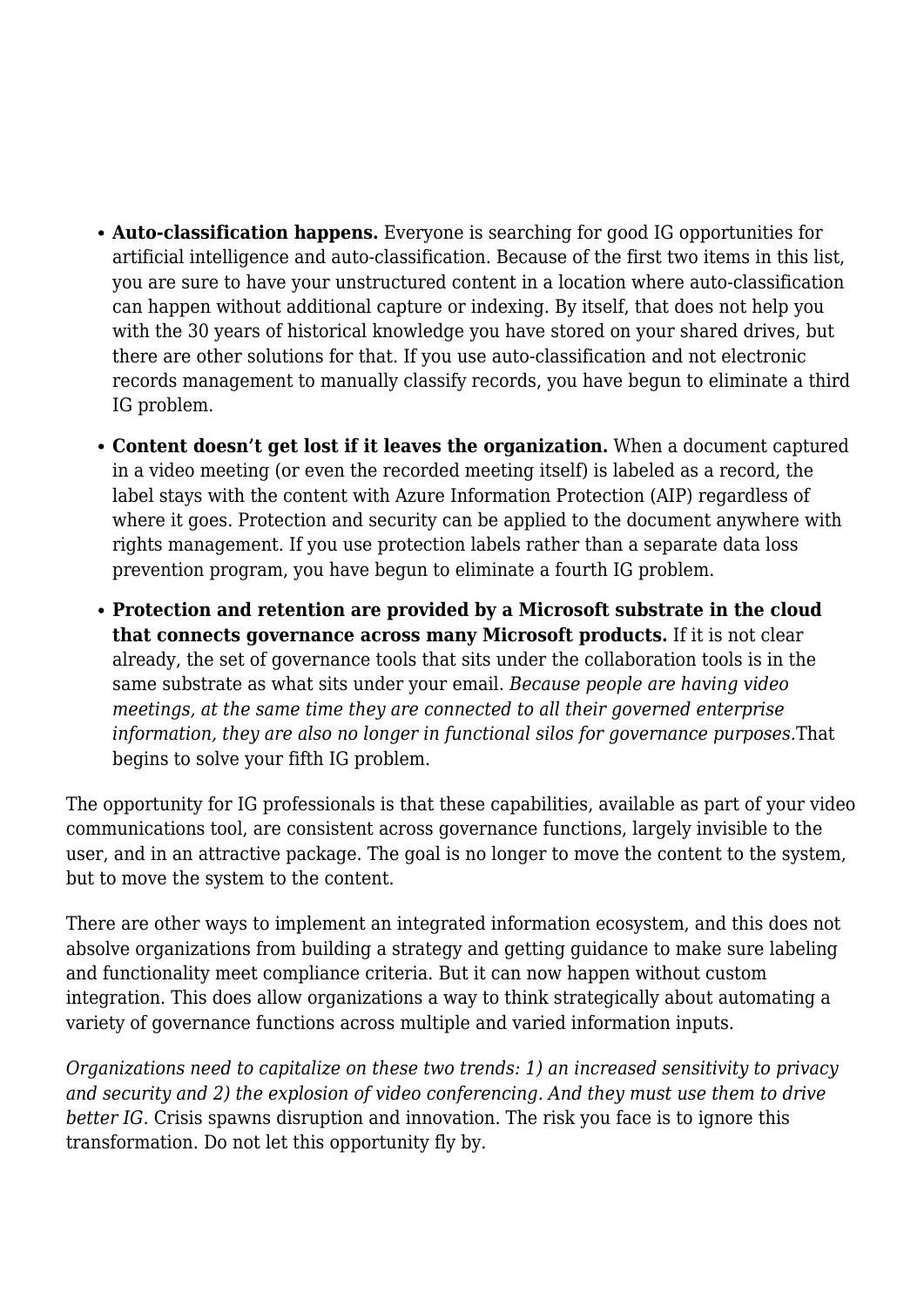- **Auto-classification happens.** Everyone is searching for good IG opportunities for artificial intelligence and auto-classification. Because of the first two items in this list, you are sure to have your unstructured content in a location where auto-classification can happen without additional capture or indexing. By itself, that does not help you with the 30 years of historical knowledge you have stored on your shared drives, but there are other solutions for that. If you use auto-classification and not electronic records management to manually classify records, you have begun to eliminate a third IG problem.
- **Content doesn't get lost if it leaves the organization.** When a document captured in a video meeting (or even the recorded meeting itself) is labeled as a record, the label stays with the content with Azure Information Protection (AIP) regardless of where it goes. Protection and security can be applied to the document anywhere with rights management. If you use protection labels rather than a separate data loss prevention program, you have begun to eliminate a fourth IG problem.
- **Protection and retention are provided by a Microsoft substrate in the cloud that connects governance across many Microsoft products.** If it is not clear already, the set of governance tools that sits under the collaboration tools is in the same substrate as what sits under your email. *Because people are having video meetings, at the same time they are connected to all their governed enterprise information, they are also no longer in functional silos for governance purposes.*That begins to solve your fifth IG problem.

The opportunity for IG professionals is that these capabilities, available as part of your video communications tool, are consistent across governance functions, largely invisible to the user, and in an attractive package. The goal is no longer to move the content to the system, but to move the system to the content.

There are other ways to implement an integrated information ecosystem, and this does not absolve organizations from building a strategy and getting guidance to make sure labeling and functionality meet compliance criteria. But it can now happen without custom integration. This does allow organizations a way to think strategically about automating a variety of governance functions across multiple and varied information inputs.

*Organizations need to capitalize on these two trends: 1) an increased sensitivity to privacy and security and 2) the explosion of video conferencing. And they must use them to drive better IG.* Crisis spawns disruption and innovation. The risk you face is to ignore this transformation. Do not let this opportunity fly by.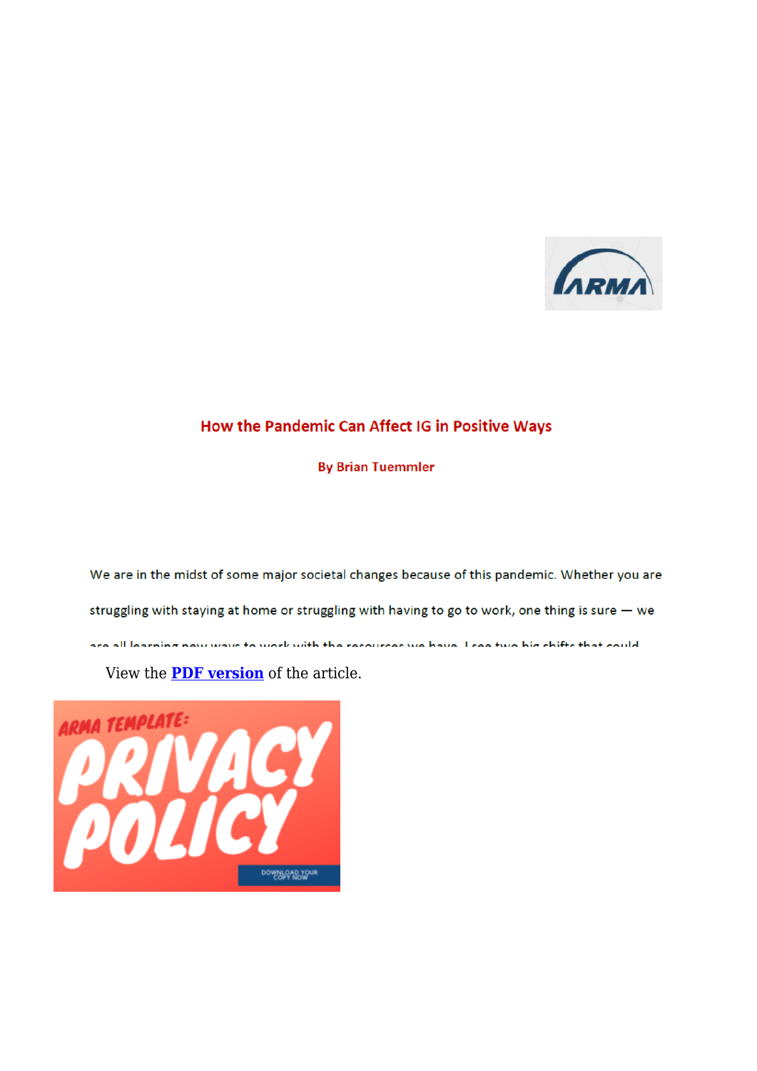ARMA

# How the Pandemic Can Affect IG in Positive Ways

**By Brian Tuemmler**

We are in the midst of some major societal changes because of this pandemic. Whether you are struggling with staying at home or struggling with having to go to work, one thing is sure — we are all learning new ways to work with the resources we have. I see two big shifts that could

View the **PDF version** of the article.

ARMA TEMPLATE: PRIVACY POLICY

DOWNLOAD YOUR COPY NOW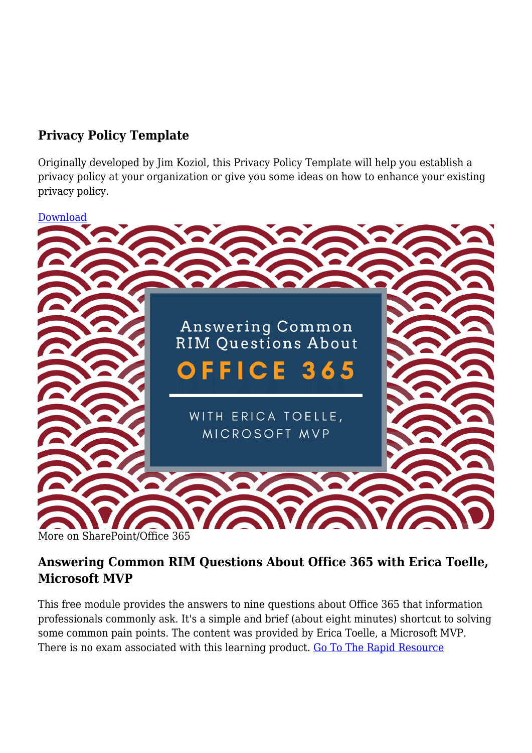### Privacy Policy Template

Originally developed by Jim Koziol, this Privacy Policy Template will help you establish a privacy policy at your organization or give you some ideas on how to enhance your existing privacy policy.

Download

More on SharePoint/Office 365

### Answering Common RIM Questions About Office 365 with Erica Toelle, Microsoft MVP

This free module provides the answers to nine questions about Office 365 that information professionals commonly ask. It's a simple and brief (about eight minutes) shortcut to solving some common pain points. The content was provided by Erica Toelle, a Microsoft MVP. There is no exam associated with this learning product. Go To The Rapid Resource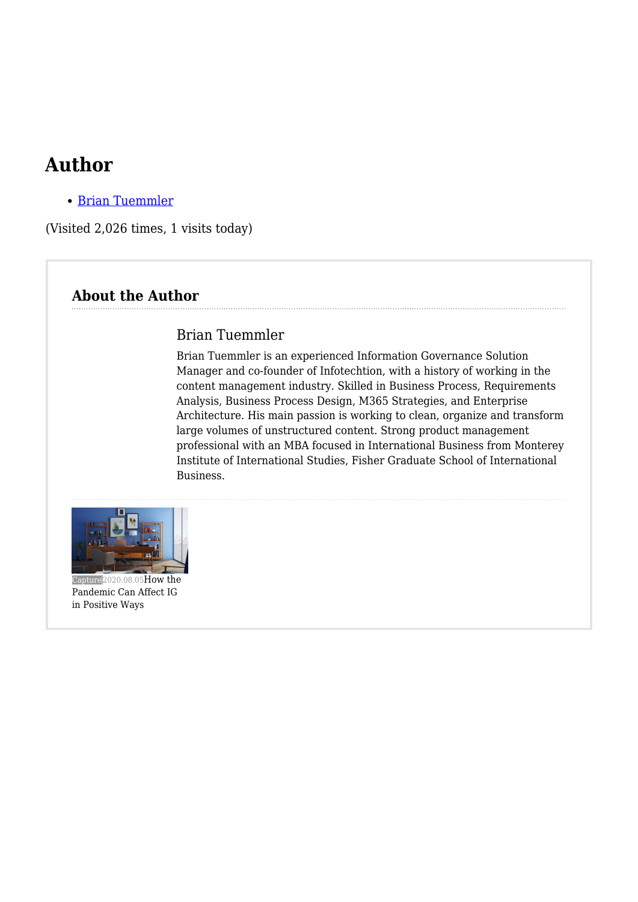# Author

- [Brian Tuemmler]

(Visited 2,026 times, 1 visits today)

## About the Author

### Brian Tuemmler

Brian Tuemmler is an experienced Information Governance Solution Manager and co-founder of Infotechtion, with a history of working in the content management industry. Skilled in Business Process, Requirements Analysis, Business Process Design, M365 Strategies, and Enterprise Architecture. His main passion is working to clean, organize and transform large volumes of unstructured content. Strong product management professional with an MBA focused in International Business from Monterey Institute of International Studies, Fisher Graduate School of International Business.

Capture 2020.08.05 How the Pandemic Can Affect IG in Positive Ways